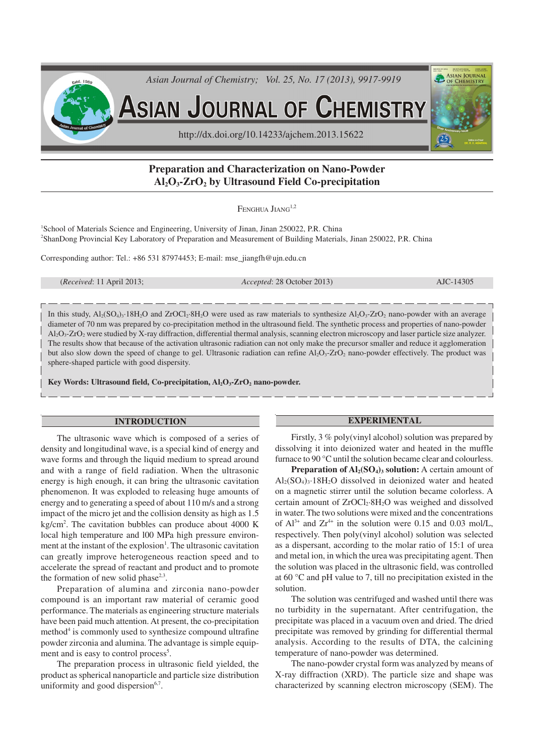# Preparation and Characterization on Nano-Powder $Al_2O_3$-$ZrO_2$ by Ultrasound Field Co-precipitation

FENGHUA JIANG[1,2]

[1]School of Materials Science and Engineering, University of Jinan, Jinan 250022, P.R. China
[2]ShanDong Provincial Key Laboratory of Preparation and Measurement of Building Materials, Jinan 250022, P.R. China

Corresponding author: Tel.: +86 531 87974453; E-mail: mse_jiangfh@ujn.edu.cn

(*Received*: 11 April 2013; *Accepted*: 28 October 2013) AJC-14305

In this study, $Al_2(SO_4)_3{\cdot}18H_2O$ and $ZrOCl_2{\cdot}8H_2O$ were used as raw materials to synthesize $Al_2O_3$-$ZrO_2$ nano-powder with an average diameter of 70 nm was prepared by co-precipitation method in the ultrasound field. The synthetic process and properties of nano-powder $Al_2O_3$-$ZrO_2$ were studied by X-ray diffraction, differential thermal analysis, scanning electron microscopy and laser particle size analyzer. The results show that because of the activation ultrasonic radiation can not only make the precursor smaller and reduce it agglomeration but also slow down the speed of change to gel. Ultrasonic radiation can refine $Al_2O_3$-$ZrO_2$ nano-powder effectively. The product was sphere-shaped particle with good dispersity.

**Key Words: Ultrasound field, Co-precipitation, $Al_2O_3$-$ZrO_2$ nano-powder.**

## INTRODUCTION

The ultrasonic wave which is composed of a series of density and longitudinal wave, is a special kind of energy and wave forms and through the liquid medium to spread around and with a range of field radiation. When the ultrasonic energy is high enough, it can bring the ultrasonic cavitation phenomenon. It was exploded to releasing huge amounts of energy and to generating a speed of about 110 m/s and a strong impact of the micro jet and the collision density as high as 1.5 kg/cm$^2$. The cavitation bubbles can produce about 4000 K local high temperature and 100 MPa high pressure environment at the instant of the explosion[1]. The ultrasonic cavitation can greatly improve heterogeneous reaction speed and to accelerate the spread of reactant and product and to promote the formation of new solid phase[2,3].

Preparation of alumina and zirconia nano-powder compound is an important raw material of ceramic good performance. The materials as engineering structure materials have been paid much attention. At present, the co-precipitation method[4] is commonly used to synthesize compound ultrafine powder zirconia and alumina. The advantage is simple equipment and is easy to control process[5].

The preparation process in ultrasonic field yielded, the product as spherical nanoparticle and particle size distribution uniformity and good dispersion[6,7].

## EXPERIMENTAL

Firstly, 3 % poly(vinyl alcohol) solution was prepared by dissolving it into deionized water and heated in the muffle furnace to 90 °C until the solution became clear and colourless.

**Preparation of $Al_2(SO_4)_3$ solution:** A certain amount of $Al_2(SO_4)_3{\cdot}18H_2O$ dissolved in deionized water and heated on a magnetic stirrer until the solution became colorless. A certain amount of $ZrOCl_2{\cdot}8H_2O$ was weighed and dissolved in water. The two solutions were mixed and the concentrations of $Al^{3+}$ and $Zr^{4+}$ in the solution were 0.15 and 0.03 mol/L, respectively. Then poly(vinyl alcohol) solution was selected as a dispersant, according to the molar ratio of 15:1 of urea and metal ion, in which the urea was precipitating agent. Then the solution was placed in the ultrasonic field, was controlled at 60 °C and pH value to 7, till no precipitation existed in the solution.

The solution was centrifuged and washed until there was no turbidity in the supernatant. After centrifugation, the precipitate was placed in a vacuum oven and dried. The dried precipitate was removed by grinding for differential thermal analysis. According to the results of DTA, the calcining temperature of nano-powder was determined.

The nano-powder crystal form was analyzed by means of X-ray diffraction (XRD). The particle size and shape was characterized by scanning electron microscopy (SEM). The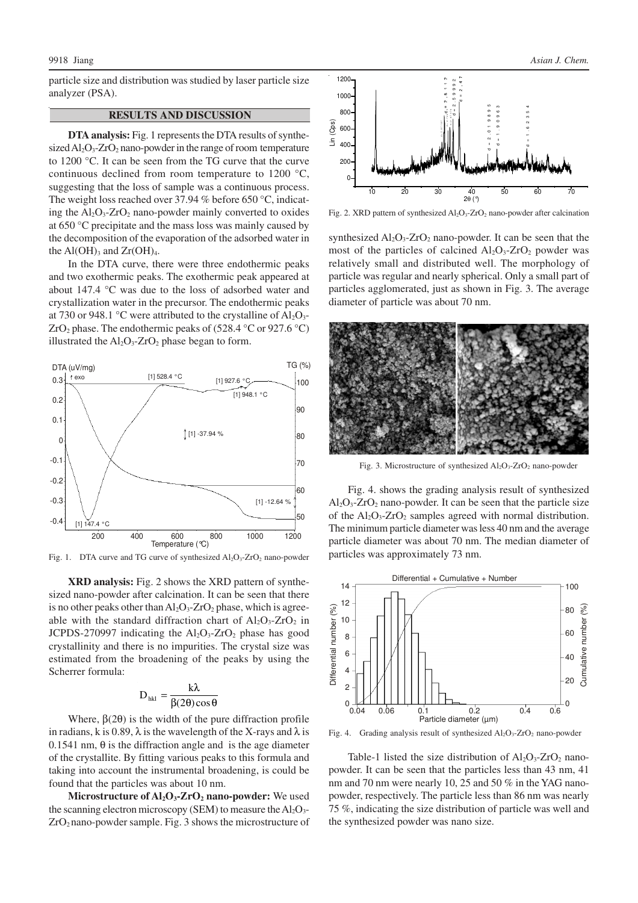particle size and distribution was studied by laser particle size analyzer (PSA).

## RESULTS AND DISCUSSION

**DTA analysis:** Fig. 1 represents the DTA results of synthesized $Al_2O_3$-$ZrO_2$ nano-powder in the range of room temperature to 1200 °C. It can be seen from the TG curve that the curve continuous declined from room temperature to 1200 °C, suggesting that the loss of sample was a continuous process. The weight loss reached over 37.94 % before 650 °C, indicating the $Al_2O_3$-$ZrO_2$ nano-powder mainly converted to oxides at 650 °C precipitate and the mass loss was mainly caused by the decomposition of the evaporation of the adsorbed water in the $Al(OH)_3$ and $Zr(OH)_4$.

In the DTA curve, there were three endothermic peaks and two exothermic peaks. The exothermic peak appeared at about 147.4 °C was due to the loss of adsorbed water and crystallization water in the precursor. The endothermic peaks at 730 or 948.1 °C were attributed to the crystalline of $Al_2O_3$-$ZrO_2$ phase. The endothermic peaks of (528.4 °C or 927.6 °C) illustrated the $Al_2O_3$-$ZrO_2$ phase began to form.

Fig. 1. DTA curve and TG curve of synthesized $Al_2O_3$-$ZrO_2$ nano-powder

**XRD analysis:** Fig. 2 shows the XRD pattern of synthesized nano-powder after calcination. It can be seen that there is no other peaks other than $Al_2O_3$-$ZrO_2$ phase, which is agreeable with the standard diffraction chart of $Al_2O_3$-$ZrO_2$ in JCPDS-270997 indicating the $Al_2O_3$-$ZrO_2$ phase has good crystallinity and there is no impurities. The crystal size was estimated from the broadening of the peaks by using the Scherrer formula:

$$D_{hkl} = \frac{k\lambda}{\beta(2\theta)\cos\theta}$$

Where, $\beta(2\theta)$ is the width of the pure diffraction profile in radians, k is 0.89, $\lambda$ is the wavelength of the X-rays and $\lambda$ is 0.1541 nm, $\theta$ is the diffraction angle and is the age diameter of the crystallite. By fitting various peaks to this formula and taking into account the instrumental broadening, is could be found that the particles was about 10 nm.

**Microstructure of $Al_2O_3$-$ZrO_2$ nano-powder:** We used the scanning electron microscopy (SEM) to measure the $Al_2O_3$-$ZrO_2$ nano-powder sample. Fig. 3 shows the microstructure of synthesized $Al_2O_3$-$ZrO_2$ nano-powder. It can be seen that the most of the particles of calcined $Al_2O_3$-$ZrO_2$ powder was relatively small and distributed well. The morphology of particle was regular and nearly spherical. Only a small part of particles agglomerated, just as shown in Fig. 3. The average diameter of particle was about 70 nm.

Fig. 2. XRD pattern of synthesized $Al_2O_3$-$ZrO_2$ nano-powder after calcination

Fig. 3. Microstructure of synthesized $Al_2O_3$-$ZrO_2$ nano-powder

Fig. 4. shows the grading analysis result of synthesized $Al_2O_3$-$ZrO_2$ nano-powder. It can be seen that the particle size of the $Al_2O_3$-$ZrO_2$ samples agreed with normal distribution. The minimum particle diameter was less 40 nm and the average particle diameter was about 70 nm. The median diameter of particles was approximately 73 nm.

Fig. 4. Grading analysis result of synthesized $Al_2O_3$-$ZrO_2$ nano-powder

Table-1 listed the size distribution of $Al_2O_3$-$ZrO_2$ nano-powder. It can be seen that the particles less than 43 nm, 41 nm and 70 nm were nearly 10, 25 and 50 % in the YAG nano-powder, respectively. The particle less than 86 nm was nearly 75 %, indicating the size distribution of particle was well and the synthesized powder was nano size.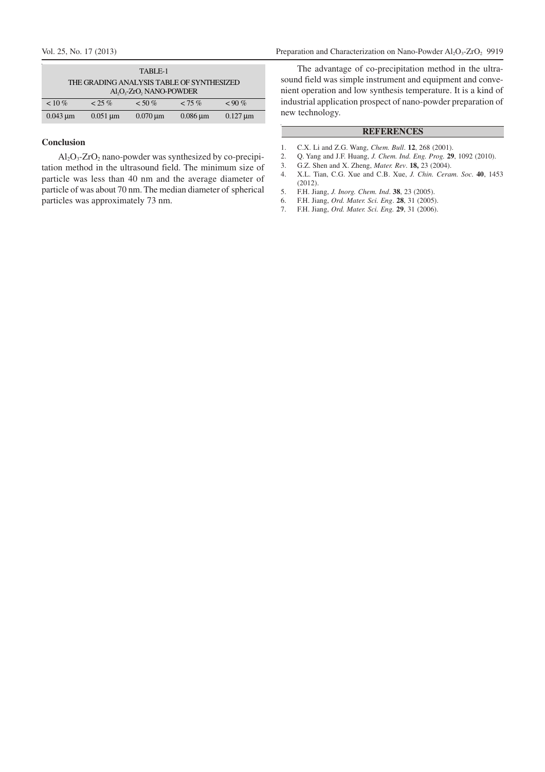TABLE-1
THE GRADING ANALYSIS TABLE OF SYNTHESIZED $Al_2O_3$-$ZrO_2$ NANO-POWDER

| < 10 % | < 25 % | < 50 % | < 75 % | < 90 % |
|---|---|---|---|---|
| 0.043 μm | 0.051 μm | 0.070 μm | 0.086 μm | 0.127 μm |

## Conclusion

$Al_2O_3$-$ZrO_2$ nano-powder was synthesized by co-precipitation method in the ultrasound field. The minimum size of particle was less than 40 nm and the average diameter of particle of was about 70 nm. The median diameter of spherical particles was approximately 73 nm.

The advantage of co-precipitation method in the ultrasound field was simple instrument and equipment and convenient operation and low synthesis temperature. It is a kind of industrial application prospect of nano-powder preparation of new technology.

## REFERENCES

1. C.X. Li and Z.G. Wang, *Chem. Bull*. **12**, 268 (2001).
2. Q. Yang and J.F. Huang, *J. Chem. Ind. Eng. Prog.* **29**, 1092 (2010).
3. G.Z. Shen and X. Zheng, *Mater. Rev*. **18,** 23 (2004).
4. X.L. Tian, C.G. Xue and C.B. Xue, *J. Chin. Ceram. Soc*. **40**, 1453 (2012).
5. F.H. Jiang, *J. Inorg. Chem. Ind*. **38**, 23 (2005).
6. F.H. Jiang, *Ord. Mater. Sci. Eng*. **28**, 31 (2005).
7. F.H. Jiang, *Ord. Mater. Sci. Eng.* **29**, 31 (2006).